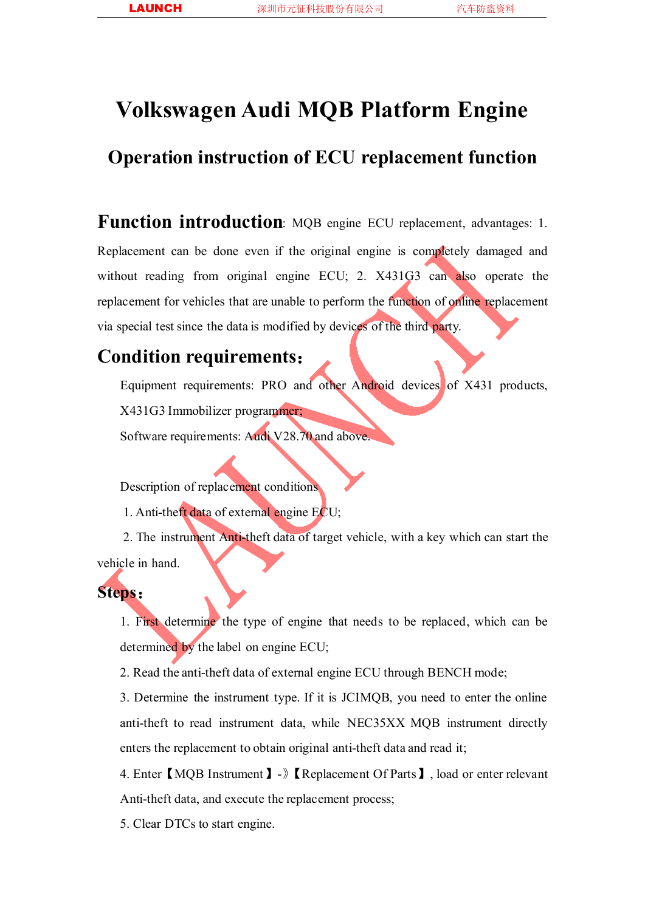# Volkswagen Audi MQB Platform Engine

## Operation instruction of ECU replacement function

**Function introduction**: MQB engine ECU replacement, advantages: 1. Replacement can be done even if the original engine is completely damaged and without reading from original engine ECU; 2. X431G3 can also operate the replacement for vehicles that are unable to perform the function of online replacement via special test since the data is modified by devices of the third party.

## Condition requirements：

Equipment requirements: PRO and other Android devices of X431 products, X431G3 Immobilizer programmer;

Software requirements: Audi V28.70 and above.

Description of replacement conditions

1. Anti-theft data of external engine ECU;
2. The instrument Anti-theft data of target vehicle, with a key which can start the vehicle in hand.

## Steps：

1. First determine the type of engine that needs to be replaced, which can be determined by the label on engine ECU;
2. Read the anti-theft data of external engine ECU through BENCH mode;
3. Determine the instrument type. If it is JCIMQB, you need to enter the online anti-theft to read instrument data, while NEC35XX MQB instrument directly enters the replacement to obtain original anti-theft data and read it;
4. Enter【MQB Instrument】-》【Replacement Of Parts】, load or enter relevant Anti-theft data, and execute the replacement process;
5. Clear DTCs to start engine.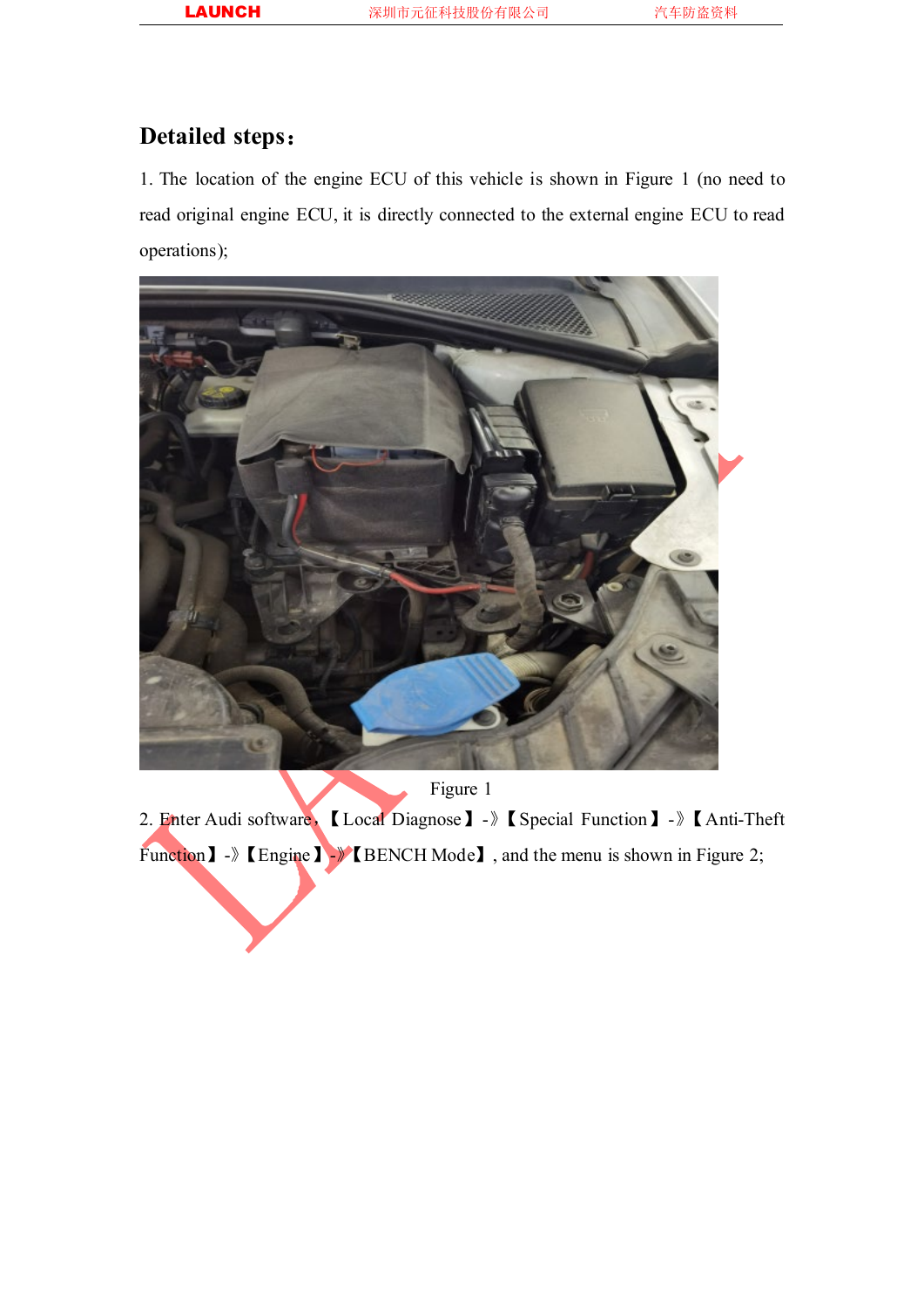## Detailed steps：

1. The location of the engine ECU of this vehicle is shown in Figure 1 (no need to read original engine ECU, it is directly connected to the external engine ECU to read operations);

Figure 1

2. Enter Audi software，【Local Diagnose】-》【Special Function】-》【Anti-Theft Function】-》【Engine】-》【BENCH Mode】, and the menu is shown in Figure 2;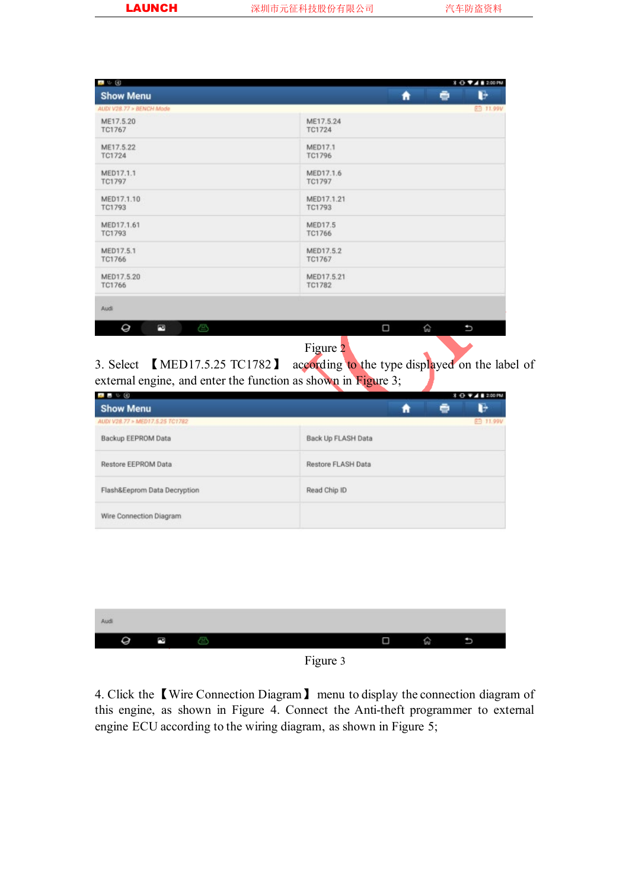| Show Menu | |
|---|---|
| AUDI V28.77 > BENCH Mode | 11.99V |
| ME17.5.20 TC1767 | ME17.5.24 TC1724 |
| ME17.5.22 TC1724 | MED17.1 TC1796 |
| MED17.1.1 TC1797 | MED17.1.6 TC1797 |
| MED17.1.10 TC1793 | MED17.1.21 TC1793 |
| MED17.1.61 TC1793 | MED17.5 TC1766 |
| MED17.5.1 TC1766 | MED17.5.2 TC1767 |
| MED17.5.20 TC1766 | MED17.5.21 TC1782 |
| Audi | |

Figure 2

3. Select 【MED17.5.25 TC1782】 according to the type displayed on the label of external engine, and enter the function as shown in Figure 3;

| Show Menu | |
|---|---|
| AUDI V28.77 > MED17.5.25 TC1782 | 11.99V |
| Backup EEPROM Data | Back Up FLASH Data |
| Restore EEPROM Data | Restore FLASH Data |
| Flash&Eeprom Data Decryption | Read Chip ID |
| Wire Connection Diagram | |
| Audi | |

Figure 3

4. Click the【Wire Connection Diagram】 menu to display the connection diagram of this engine, as shown in Figure 4. Connect the Anti-theft programmer to external engine ECU according to the wiring diagram, as shown in Figure 5;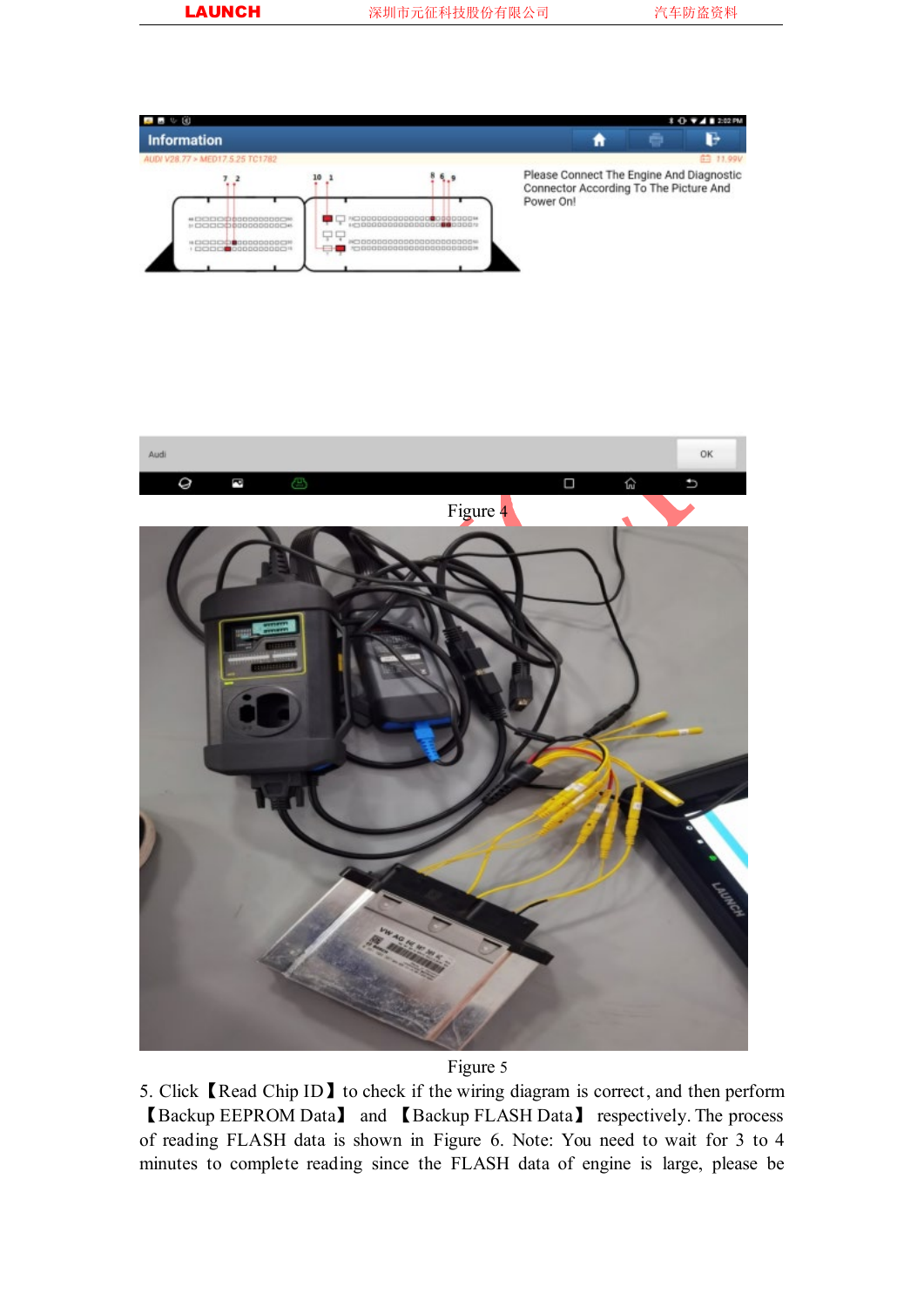Figure 4

Figure 5

5. Click【Read Chip ID】to check if the wiring diagram is correct, and then perform【Backup EEPROM Data】 and 【Backup FLASH Data】 respectively. The process of reading FLASH data is shown in Figure 6. Note: You need to wait for 3 to 4 minutes to complete reading since the FLASH data of engine is large, please be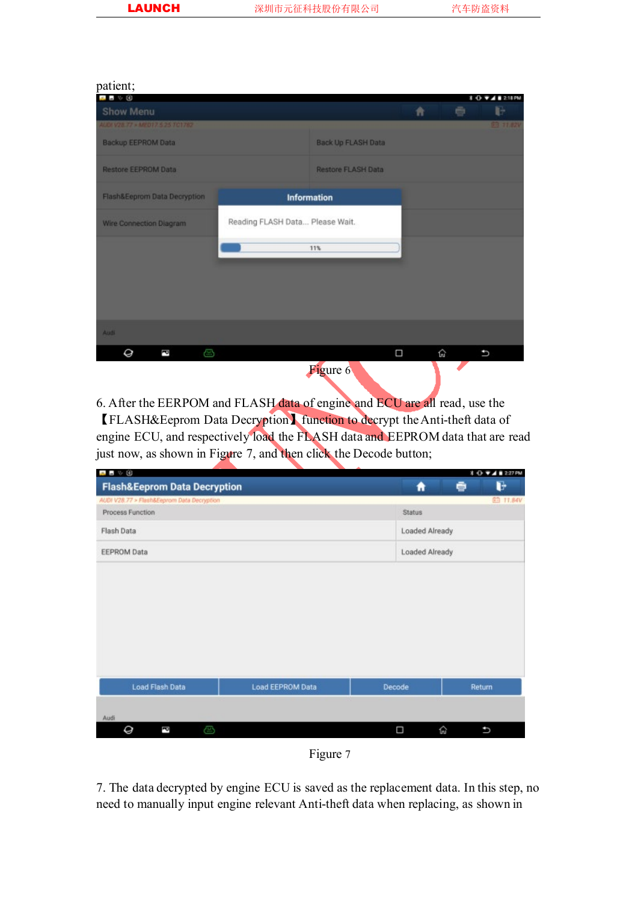patient;

Figure 6

6. After the EERPOM and FLASH data of engine and ECU are all read, use the 【FLASH&Eeprom Data Decryption】 function to decrypt the Anti-theft data of engine ECU, and respectively load the FLASH data and EEPROM data that are read just now, as shown in Figure 7, and then click the Decode button;

Figure 7

7. The data decrypted by engine ECU is saved as the replacement data. In this step, no need to manually input engine relevant Anti-theft data when replacing, as shown in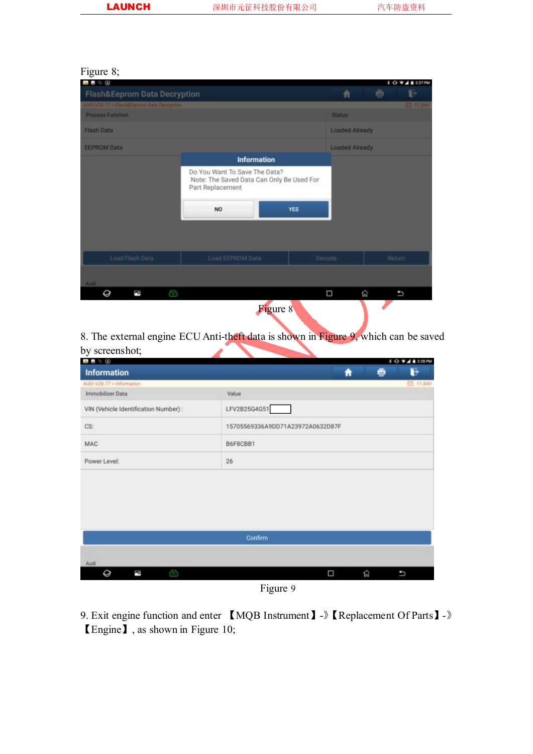Figure 8;

Figure 8

8. The external engine ECU Anti-theft data is shown in Figure 9, which can be saved by screenshot;

Figure 9

9. Exit engine function and enter 【MQB Instrument】-》【Replacement Of Parts】-》【Engine】, as shown in Figure 10;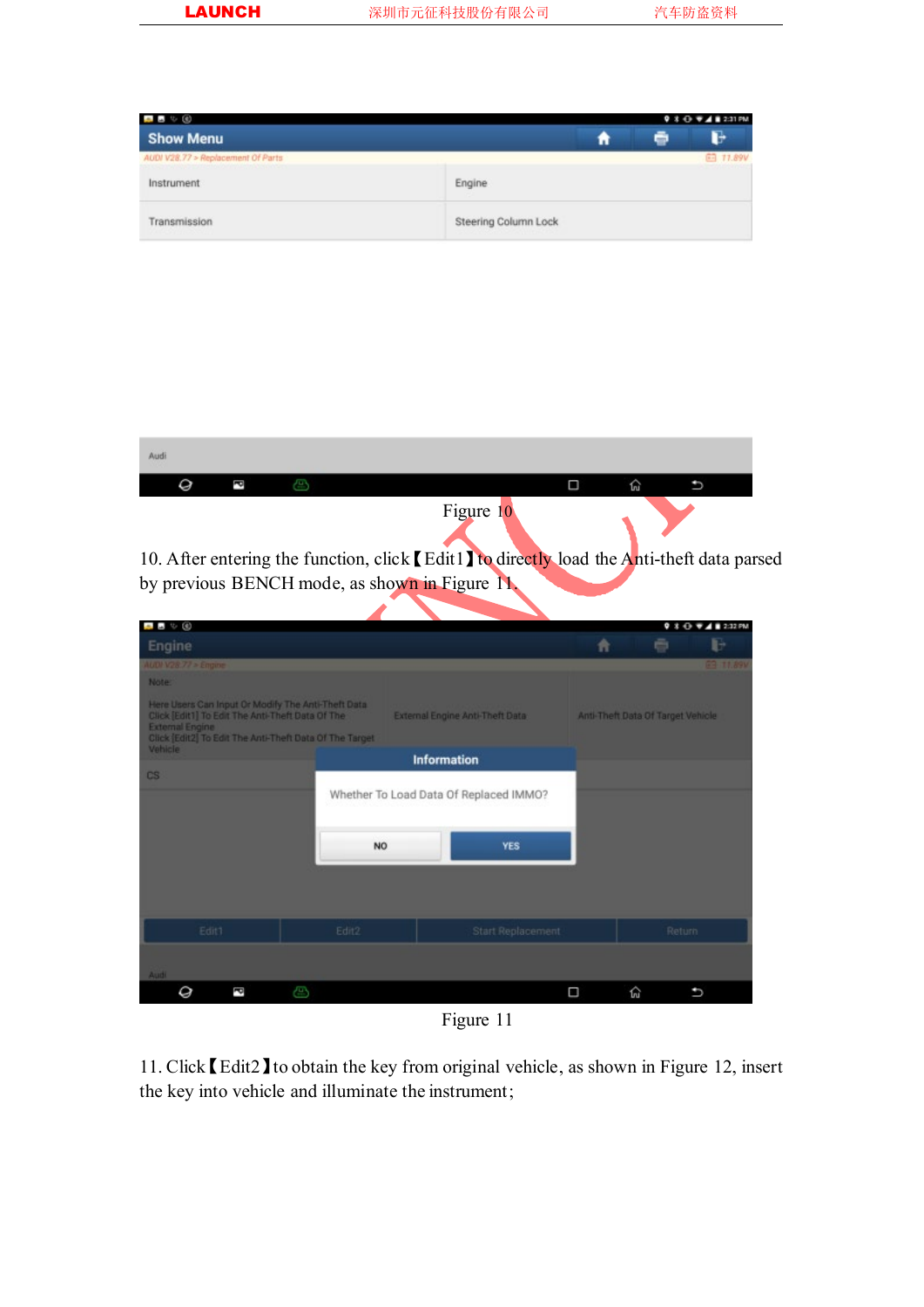Figure 10

10. After entering the function, click【Edit1】to directly load the Anti-theft data parsed by previous BENCH mode, as shown in Figure 11.

Figure 11

11. Click【Edit2】to obtain the key from original vehicle, as shown in Figure 12, insert the key into vehicle and illuminate the instrument;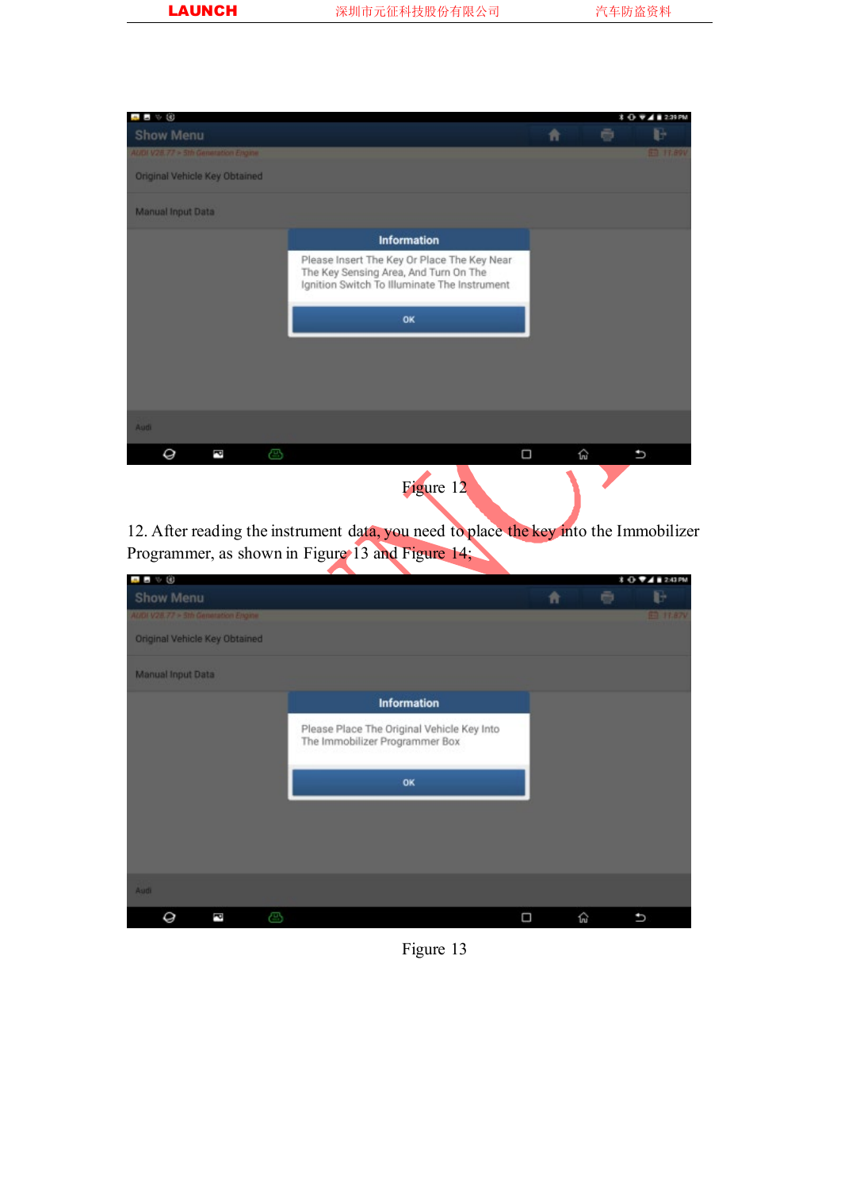Figure 12

12. After reading the instrument data, you need to place the key into the Immobilizer Programmer, as shown in Figure 13 and Figure 14;

Figure 13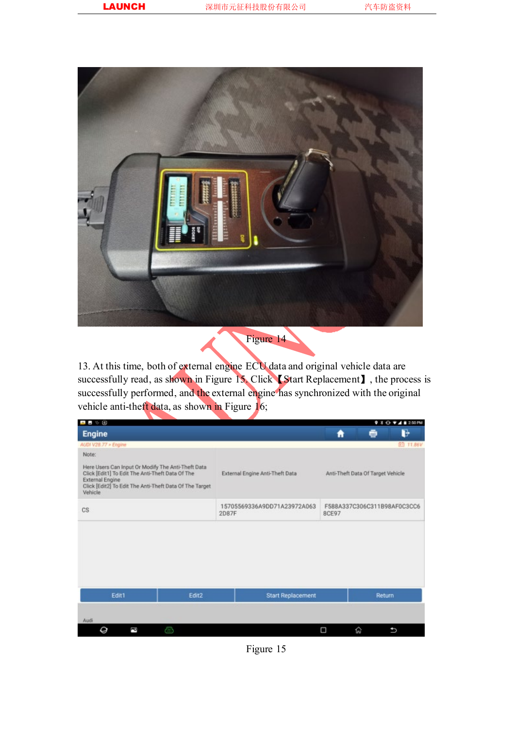Figure 14

13. At this time, both of external engine ECU data and original vehicle data are successfully read, as shown in Figure 15. Click 【Start Replacement】, the process is successfully performed, and the external engine has synchronized with the original vehicle anti-theft data, as shown in Figure 16;

Figure 15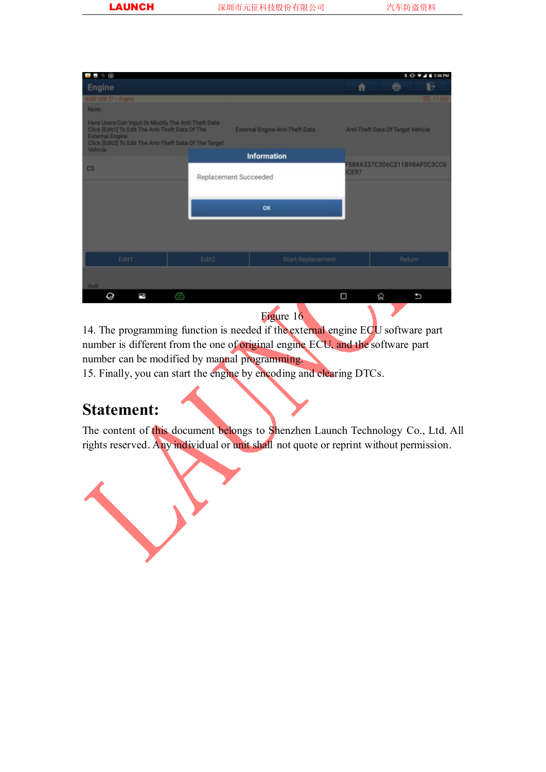Figure 16

14. The programming function is needed if the external engine ECU software part number is different from the one of original engine ECU, and the software part number can be modified by manual programming.

15. Finally, you can start the engine by encoding and clearing DTCs.

## Statement:

The content of this document belongs to Shenzhen Launch Technology Co., Ltd. All rights reserved. Any individual or unit shall not quote or reprint without permission.